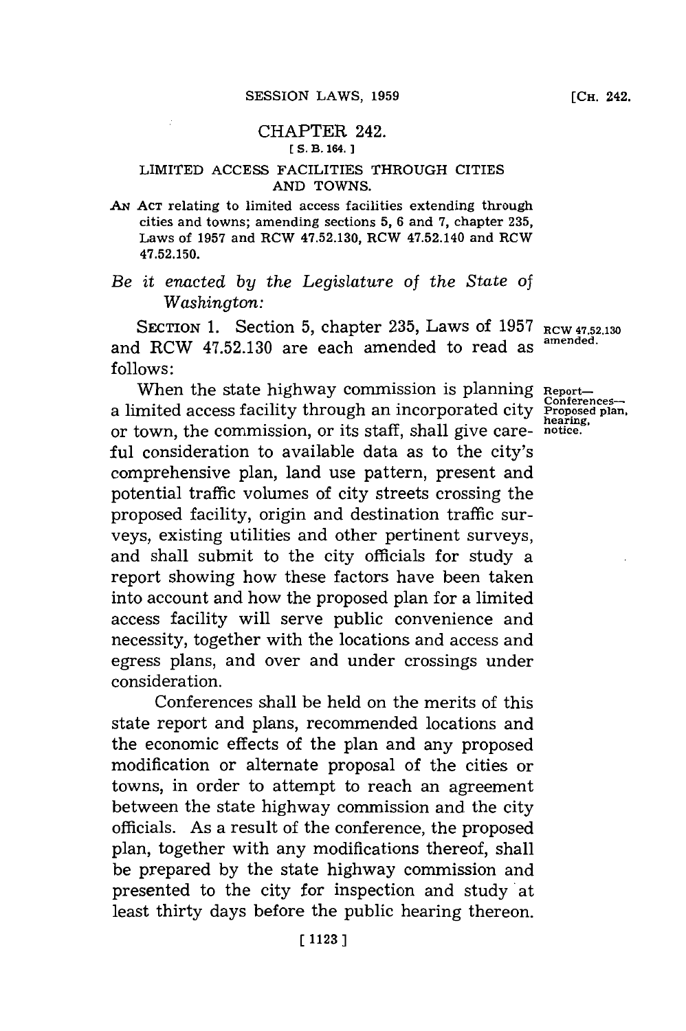# CHAPTER 242.

[ S. B. 164. ]

## LIMITED ACCESS FACILITIES THROUGH CITIES AND TOWNS.

AN ACT relating to limited access facilities extending through cities and towns; amending sections 5, 6 and 7, chapter 235, Laws of 1957 and RCW 47.52.130, RCW 47.52.140 and RCW 47.52.150.

*Be it enacted by the Legislature of the State of Washington:*

SECTION 1. Section 5, chapter 235, Laws of 1957 and RCW 47.52.130 are each amended to read as follows:

RCW 47.52.130 amended.

Report—Conferences—Proposed plan, hearing, notice.

When the state highway commission is planning a limited access facility through an incorporated city or town, the commission, or its staff, shall give careful consideration to available data as to the city's comprehensive plan, land use pattern, present and potential traffic volumes of city streets crossing the proposed facility, origin and destination traffic surveys, existing utilities and other pertinent surveys, and shall submit to the city officials for study a report showing how these factors have been taken into account and how the proposed plan for a limited access facility will serve public convenience and necessity, together with the locations and access and egress plans, and over and under crossings under consideration.

Conferences shall be held on the merits of this state report and plans, recommended locations and the economic effects of the plan and any proposed modification or alternate proposal of the cities or towns, in order to attempt to reach an agreement between the state highway commission and the city officials. As a result of the conference, the proposed plan, together with any modifications thereof, shall be prepared by the state highway commission and presented to the city for inspection and study at least thirty days before the public hearing thereon.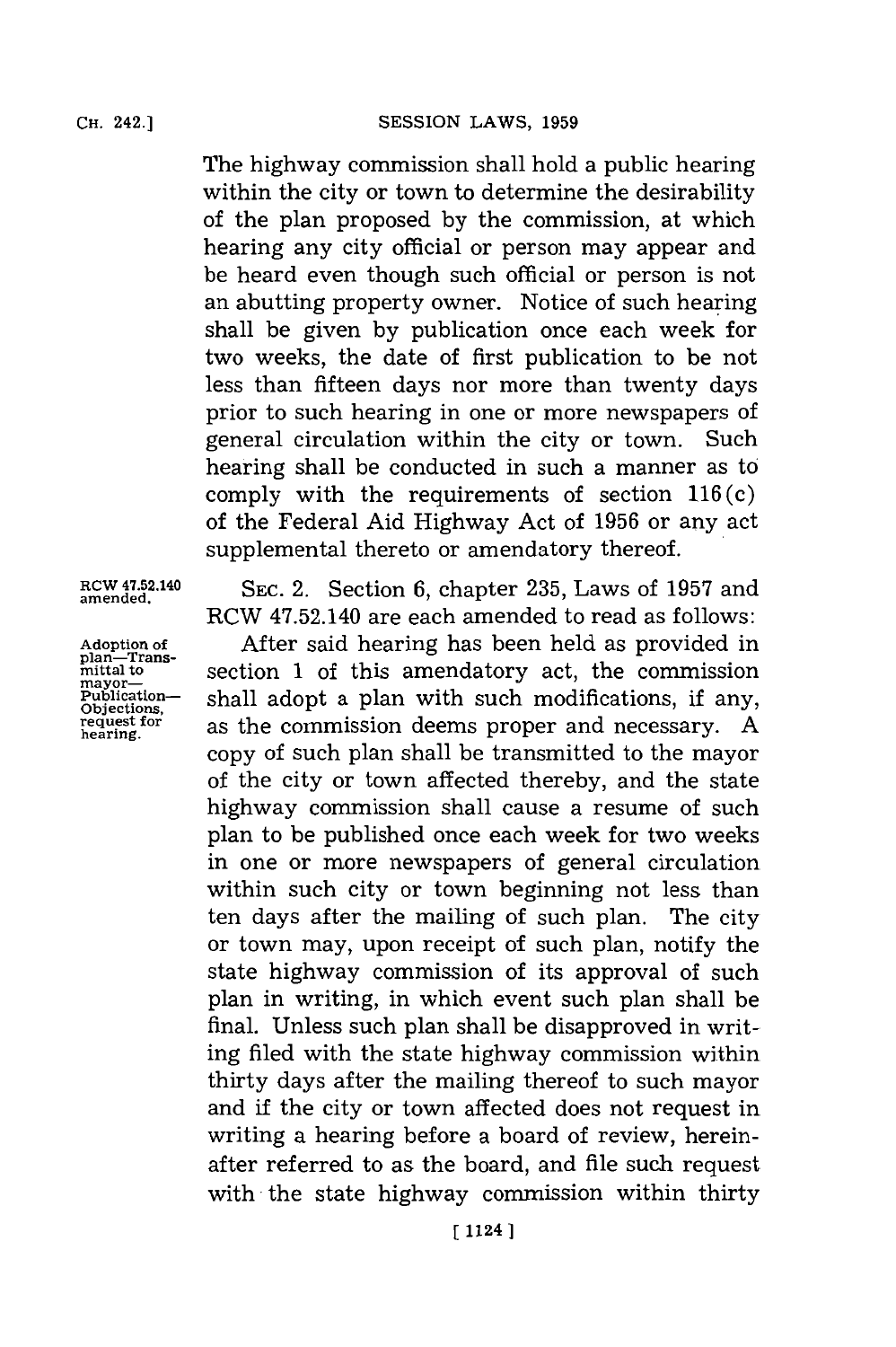The highway commission shall hold a public hearing within the city or town to determine the desirability of the plan proposed by the commission, at which hearing any city official or person may appear and be heard even though such official or person is not an abutting property owner. Notice of such hearing shall be given by publication once each week for two weeks, the date of first publication to be not less than fifteen days nor more than twenty days prior to such hearing in one or more newspapers of general circulation within the city or town. Such hearing shall be conducted in such a manner as to comply with the requirements of section 116(c) of the Federal Aid Highway Act of 1956 or any act supplemental thereto or amendatory thereof.

RCW 47.52.140 amended.

SEC. 2. Section 6, chapter 235, Laws of 1957 and RCW 47.52.140 are each amended to read as follows:

Adoption of plan—Transmittal to mayor—Publication—Objections, request for hearing.

After said hearing has been held as provided in section 1 of this amendatory act, the commission shall adopt a plan with such modifications, if any, as the commission deems proper and necessary. A copy of such plan shall be transmitted to the mayor of the city or town affected thereby, and the state highway commission shall cause a resume of such plan to be published once each week for two weeks in one or more newspapers of general circulation within such city or town beginning not less than ten days after the mailing of such plan. The city or town may, upon receipt of such plan, notify the state highway commission of its approval of such plan in writing, in which event such plan shall be final. Unless such plan shall be disapproved in writing filed with the state highway commission within thirty days after the mailing thereof to such mayor and if the city or town affected does not request in writing a hearing before a board of review, hereinafter referred to as the board, and file such request with the state highway commission within thirty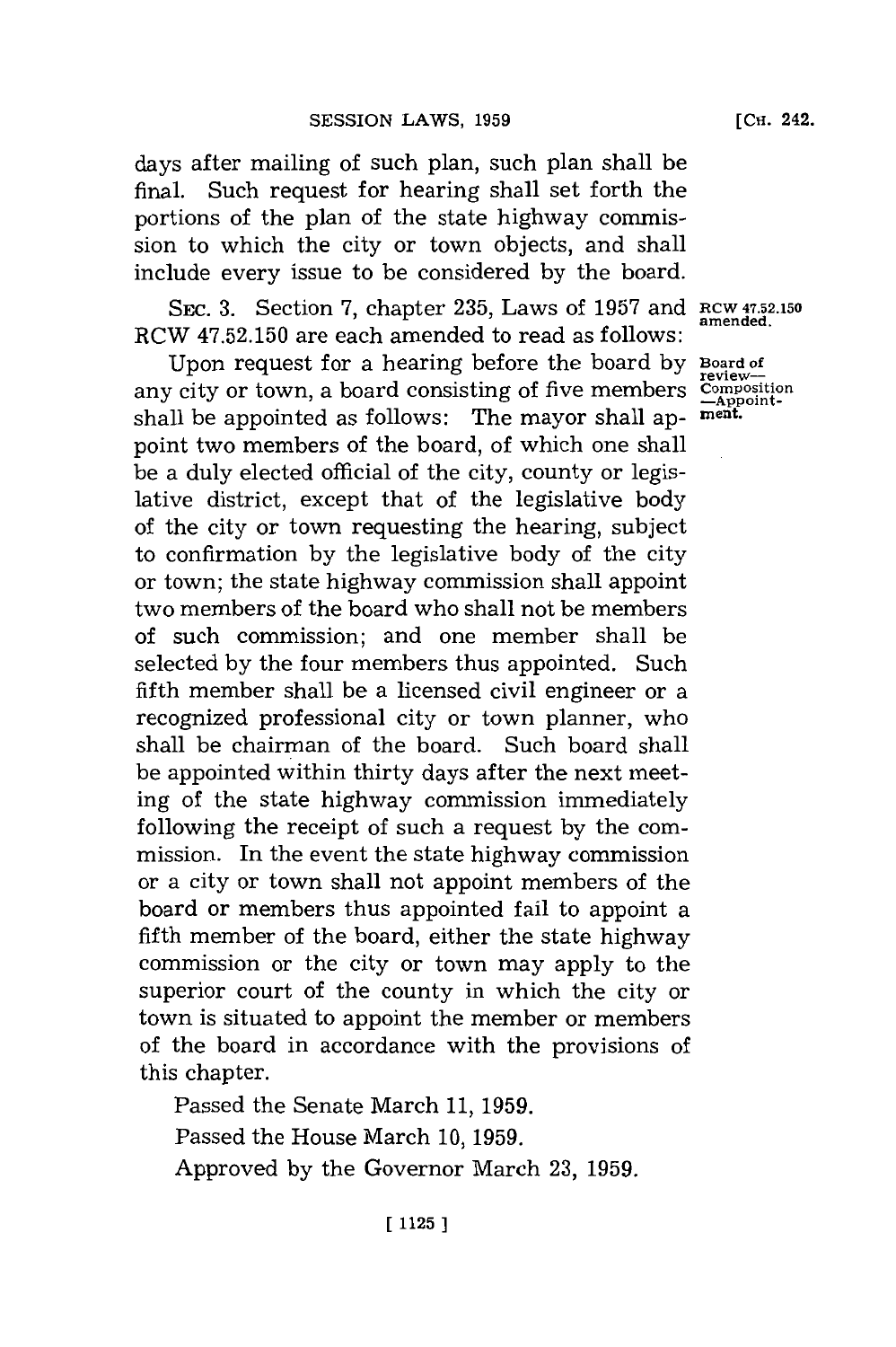days after mailing of such plan, such plan shall be final. Such request for hearing shall set forth the portions of the plan of the state highway commission to which the city or town objects, and shall include every issue to be considered by the board.

SEC. 3. Section 7, chapter 235, Laws of 1957 and RCW 47.52.150 are each amended to read as follows:

RCW 47.52.150 amended.

Board of review—Composition—Appointment.

Upon request for a hearing before the board by any city or town, a board consisting of five members shall be appointed as follows: The mayor shall appoint two members of the board, of which one shall be a duly elected official of the city, county or legislative district, except that of the legislative body of the city or town requesting the hearing, subject to confirmation by the legislative body of the city or town; the state highway commission shall appoint two members of the board who shall not be members of such commission; and one member shall be selected by the four members thus appointed. Such fifth member shall be a licensed civil engineer or a recognized professional city or town planner, who shall be chairman of the board. Such board shall be appointed within thirty days after the next meeting of the state highway commission immediately following the receipt of such a request by the commission. In the event the state highway commission or a city or town shall not appoint members of the board or members thus appointed fail to appoint a fifth member of the board, either the state highway commission or the city or town may apply to the superior court of the county in which the city or town is situated to appoint the member or members of the board in accordance with the provisions of this chapter.

Passed the Senate March 11, 1959.

Passed the House March 10, 1959.

Approved by the Governor March 23, 1959.